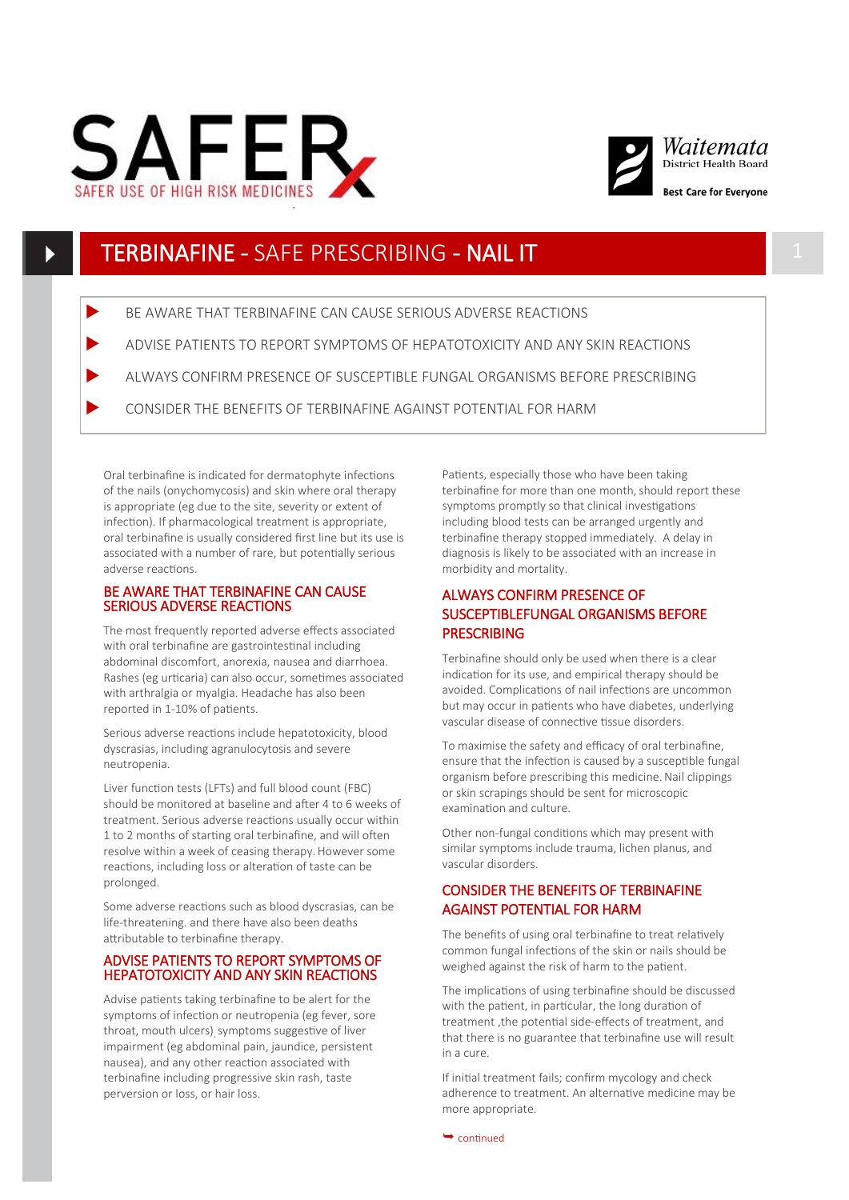SAFER

SAFER USE OF HIGH RISK MEDICINES

Waitemata District Health Board

Best Care for Everyone

# TERBINAFINE - SAFE PRESCRIBING - NAIL IT

- BE AWARE THAT TERBINAFINE CAN CAUSE SERIOUS ADVERSE REACTIONS
- ADVISE PATIENTS TO REPORT SYMPTOMS OF HEPATOTOXICITY AND ANY SKIN REACTIONS
- ALWAYS CONFIRM PRESENCE OF SUSCEPTIBLE FUNGAL ORGANISMS BEFORE PRESCRIBING
- CONSIDER THE BENEFITS OF TERBINAFINE AGAINST POTENTIAL FOR HARM

Oral terbinafine is indicated for dermatophyte infections of the nails (onychomycosis) and skin where oral therapy is appropriate (eg due to the site, severity or extent of infection). If pharmacological treatment is appropriate, oral terbinafine is usually considered first line but its use is associated with a number of rare, but potentially serious adverse reactions.

## BE AWARE THAT TERBINAFINE CAN CAUSE SERIOUS ADVERSE REACTIONS

The most frequently reported adverse effects associated with oral terbinafine are gastrointestinal including abdominal discomfort, anorexia, nausea and diarrhoea. Rashes (eg urticaria) can also occur, sometimes associated with arthralgia or myalgia. Headache has also been reported in 1-10% of patients.

Serious adverse reactions include hepatotoxicity, blood dyscrasias, including agranulocytosis and severe neutropenia.

Liver function tests (LFTs) and full blood count (FBC) should be monitored at baseline and after 4 to 6 weeks of treatment. Serious adverse reactions usually occur within 1 to 2 months of starting oral terbinafine, and will often resolve within a week of ceasing therapy. However some reactions, including loss or alteration of taste can be prolonged.

Some adverse reactions such as blood dyscrasias, can be life-threatening. and there have also been deaths attributable to terbinafine therapy.

## ADVISE PATIENTS TO REPORT SYMPTOMS OF HEPATOTOXICITY AND ANY SKIN REACTIONS

Advise patients taking terbinafine to be alert for the symptoms of infection or neutropenia (eg fever, sore throat, mouth ulcers), symptoms suggestive of liver impairment (eg abdominal pain, jaundice, persistent nausea), and any other reaction associated with terbinafine including progressive skin rash, taste perversion or loss, or hair loss.

Patients, especially those who have been taking terbinafine for more than one month, should report these symptoms promptly so that clinical investigations including blood tests can be arranged urgently and terbinafine therapy stopped immediately. A delay in diagnosis is likely to be associated with an increase in morbidity and mortality.

## ALWAYS CONFIRM PRESENCE OF SUSCEPTIBLEFUNGAL ORGANISMS BEFORE PRESCRIBING

Terbinafine should only be used when there is a clear indication for its use, and empirical therapy should be avoided. Complications of nail infections are uncommon but may occur in patients who have diabetes, underlying vascular disease of connective tissue disorders.

To maximise the safety and efficacy of oral terbinafine, ensure that the infection is caused by a susceptible fungal organism before prescribing this medicine. Nail clippings or skin scrapings should be sent for microscopic examination and culture.

Other non-fungal conditions which may present with similar symptoms include trauma, lichen planus, and vascular disorders.

## CONSIDER THE BENEFITS OF TERBINAFINE AGAINST POTENTIAL FOR HARM

The benefits of using oral terbinafine to treat relatively common fungal infections of the skin or nails should be weighed against the risk of harm to the patient.

The implications of using terbinafine should be discussed with the patient, in particular, the long duration of treatment ,the potential side-effects of treatment, and that there is no guarantee that terbinafine use will result in a cure.

If initial treatment fails; confirm mycology and check adherence to treatment. An alternative medicine may be more appropriate.

continued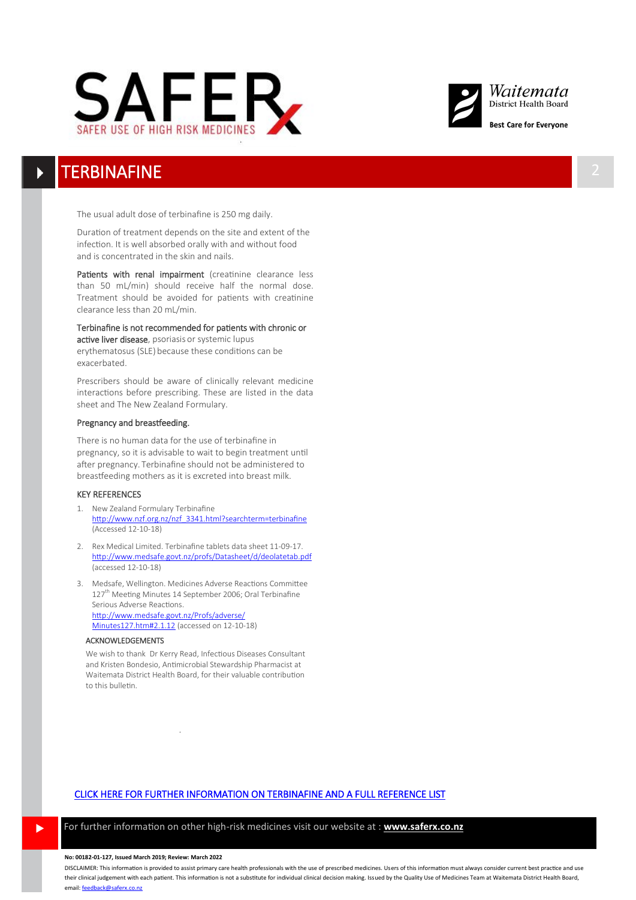# TERBINAFINE

The usual adult dose of terbinafine is 250 mg daily.

Duration of treatment depends on the site and extent of the infection. It is well absorbed orally with and without food and is concentrated in the skin and nails.

**Patients with renal impairment** (creatinine clearance less than 50 mL/min) should receive half the normal dose. Treatment should be avoided for patients with creatinine clearance less than 20 mL/min.

**Terbinafine is not recommended for patients with chronic or active liver disease**, psoriasis or systemic lupus erythematosus (SLE) because these conditions can be exacerbated.

Prescribers should be aware of clinically relevant medicine interactions before prescribing. These are listed in the data sheet and The New Zealand Formulary.

**Pregnancy and breastfeeding.**

There is no human data for the use of terbinafine in pregnancy, so it is advisable to wait to begin treatment until after pregnancy. Terbinafine should not be administered to breastfeeding mothers as it is excreted into breast milk.

## KEY REFERENCES

1. New Zealand Formulary Terbinafine http://www.nzf.org.nz/nzf_3341.html?searchterm=terbinafine (Accessed 12-10-18)
2. Rex Medical Limited. Terbinafine tablets data sheet 11-09-17. http://www.medsafe.govt.nz/profs/Datasheet/d/deolatetab.pdf (accessed 12-10-18)
3. Medsafe, Wellington. Medicines Adverse Reactions Committee 127th Meeting Minutes 14 September 2006; Oral Terbinafine Serious Adverse Reactions. http://www.medsafe.govt.nz/Profs/adverse/Minutes127.htm#2.1.12 (accessed on 12-10-18)

### ACKNOWLEDGEMENTS

We wish to thank Dr Kerry Read, Infectious Diseases Consultant and Kristen Bondesio, Antimicrobial Stewardship Pharmacist at Waitemata District Health Board, for their valuable contribution to this bulletin.

CLICK HERE FOR FURTHER INFORMATION ON TERBINAFINE AND A FULL REFERENCE LIST

For further information on other high-risk medicines visit our website at : **www.saferx.co.nz**

**No: 00182-01-127, Issued March 2019; Review: March 2022**

DISCLAIMER: This information is provided to assist primary care health professionals with the use of prescribed medicines. Users of this information must always consider current best practice and use their clinical judgement with each patient. This information is not a substitute for individual clinical decision making. Issued by the Quality Use of Medicines Team at Waitemata District Health Board, email: feedback@saferx.co.nz